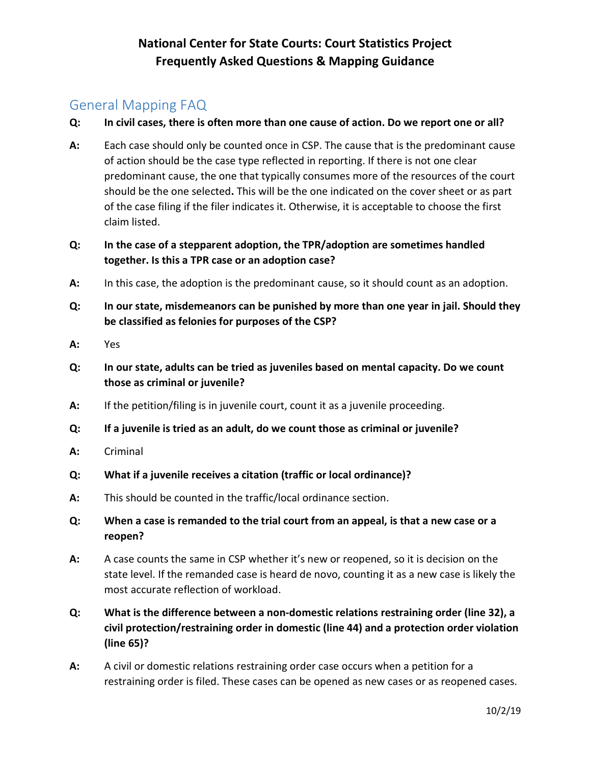# National Center for State Courts: Court Statistics Project
# Frequently Asked Questions & Mapping Guidance

## General Mapping FAQ

**Q: In civil cases, there is often more than one cause of action. Do we report one or all?**

**A:** Each case should only be counted once in CSP. The cause that is the predominant cause of action should be the case type reflected in reporting. If there is not one clear predominant cause, the one that typically consumes more of the resources of the court should be the one selected**.** This will be the one indicated on the cover sheet or as part of the case filing if the filer indicates it. Otherwise, it is acceptable to choose the first claim listed.

**Q: In the case of a stepparent adoption, the TPR/adoption are sometimes handled together. Is this a TPR case or an adoption case?**

**A:** In this case, the adoption is the predominant cause, so it should count as an adoption.

**Q: In our state, misdemeanors can be punished by more than one year in jail. Should they be classified as felonies for purposes of the CSP?**

**A:** Yes

**Q: In our state, adults can be tried as juveniles based on mental capacity. Do we count those as criminal or juvenile?**

**A:** If the petition/filing is in juvenile court, count it as a juvenile proceeding.

**Q: If a juvenile is tried as an adult, do we count those as criminal or juvenile?**

**A:** Criminal

**Q: What if a juvenile receives a citation (traffic or local ordinance)?**

**A:** This should be counted in the traffic/local ordinance section.

**Q: When a case is remanded to the trial court from an appeal, is that a new case or a reopen?**

**A:** A case counts the same in CSP whether it's new or reopened, so it is decision on the state level. If the remanded case is heard de novo, counting it as a new case is likely the most accurate reflection of workload.

**Q: What is the difference between a non-domestic relations restraining order (line 32), a civil protection/restraining order in domestic (line 44) and a protection order violation (line 65)?**

**A:** A civil or domestic relations restraining order case occurs when a petition for a restraining order is filed. These cases can be opened as new cases or as reopened cases.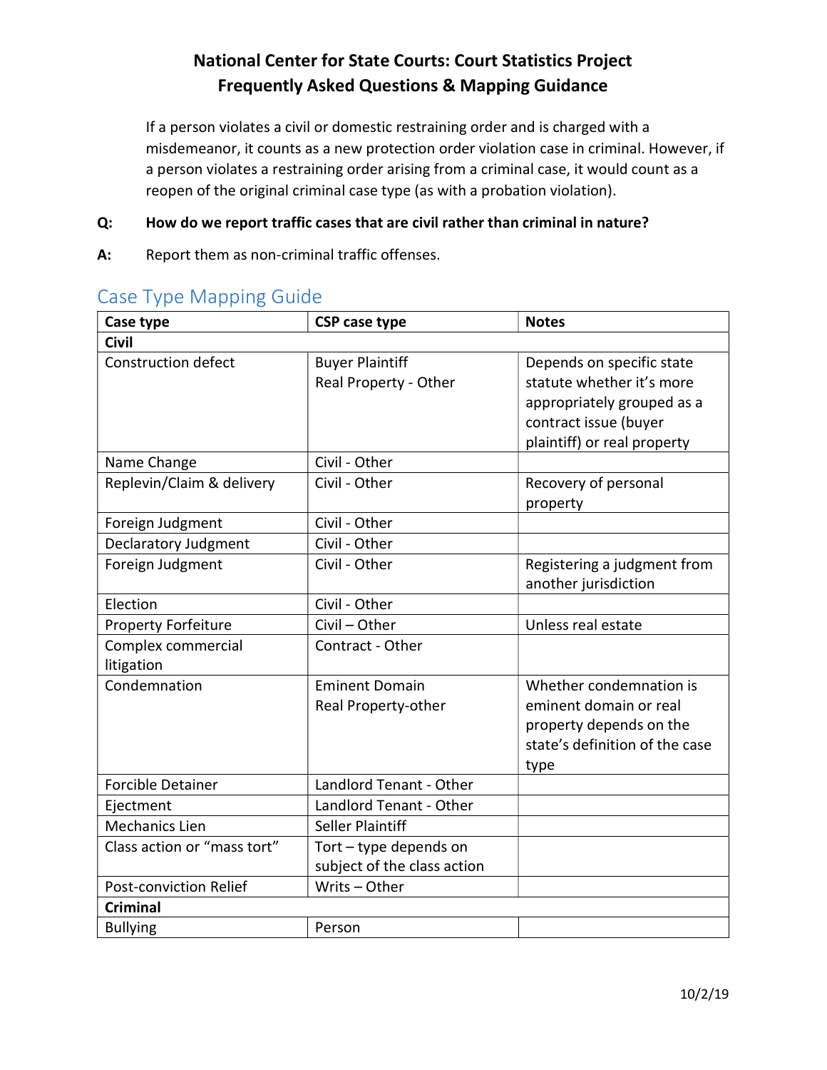If a person violates a civil or domestic restraining order and is charged with a misdemeanor, it counts as a new protection order violation case in criminal. However, if a person violates a restraining order arising from a criminal case, it would count as a reopen of the original criminal case type (as with a probation violation).

**Q: How do we report traffic cases that are civil rather than criminal in nature?**

**A:** Report them as non-criminal traffic offenses.

## Case Type Mapping Guide

| Case type | CSP case type | Notes |
|---|---|---|
| **Civil** | | |
| Construction defect | Buyer Plaintiff<br>Real Property - Other | Depends on specific state statute whether it's more appropriately grouped as a contract issue (buyer plaintiff) or real property |
| Name Change | Civil - Other | |
| Replevin/Claim & delivery | Civil - Other | Recovery of personal property |
| Foreign Judgment | Civil - Other | |
| Declaratory Judgment | Civil - Other | |
| Foreign Judgment | Civil - Other | Registering a judgment from another jurisdiction |
| Election | Civil - Other | |
| Property Forfeiture | Civil – Other | Unless real estate |
| Complex commercial litigation | Contract - Other | |
| Condemnation | Eminent Domain<br>Real Property-other | Whether condemnation is eminent domain or real property depends on the state's definition of the case type |
| Forcible Detainer | Landlord Tenant - Other | |
| Ejectment | Landlord Tenant - Other | |
| Mechanics Lien | Seller Plaintiff | |
| Class action or "mass tort" | Tort – type depends on subject of the class action | |
| Post-conviction Relief | Writs – Other | |
| **Criminal** | | |
| Bullying | Person | |

10/2/19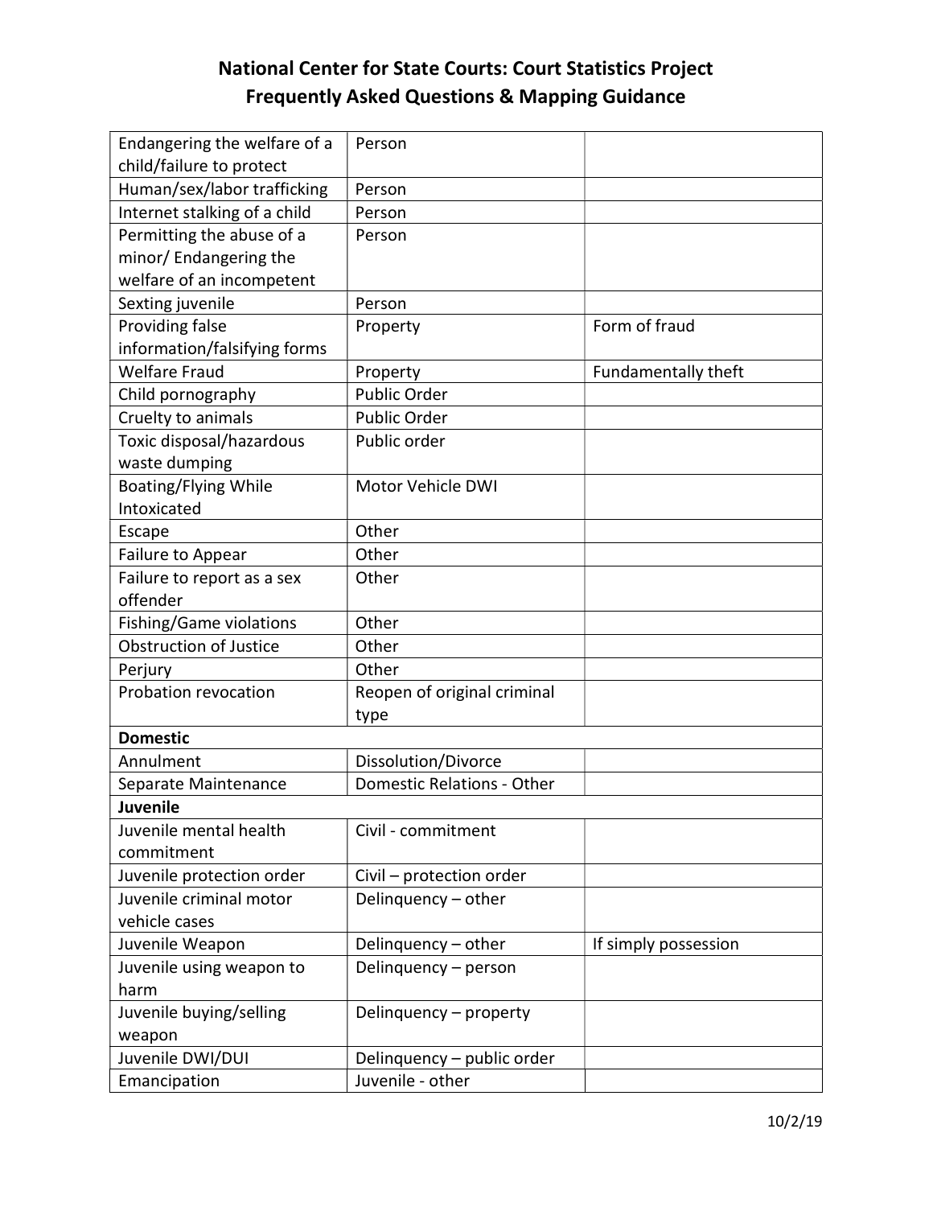| | | |
|---|---|---|
| Endangering the welfare of a child/failure to protect | Person | |
| Human/sex/labor trafficking | Person | |
| Internet stalking of a child | Person | |
| Permitting the abuse of a minor/ Endangering the welfare of an incompetent | Person | |
| Sexting juvenile | Person | |
| Providing false information/falsifying forms | Property | Form of fraud |
| Welfare Fraud | Property | Fundamentally theft |
| Child pornography | Public Order | |
| Cruelty to animals | Public Order | |
| Toxic disposal/hazardous waste dumping | Public order | |
| Boating/Flying While Intoxicated | Motor Vehicle DWI | |
| Escape | Other | |
| Failure to Appear | Other | |
| Failure to report as a sex offender | Other | |
| Fishing/Game violations | Other | |
| Obstruction of Justice | Other | |
| Perjury | Other | |
| Probation revocation | Reopen of original criminal type | |
| **Domestic** | | |
| Annulment | Dissolution/Divorce | |
| Separate Maintenance | Domestic Relations - Other | |
| **Juvenile** | | |
| Juvenile mental health commitment | Civil - commitment | |
| Juvenile protection order | Civil – protection order | |
| Juvenile criminal motor vehicle cases | Delinquency – other | |
| Juvenile Weapon | Delinquency – other | If simply possession |
| Juvenile using weapon to harm | Delinquency – person | |
| Juvenile buying/selling weapon | Delinquency – property | |
| Juvenile DWI/DUI | Delinquency – public order | |
| Emancipation | Juvenile - other | |

10/2/19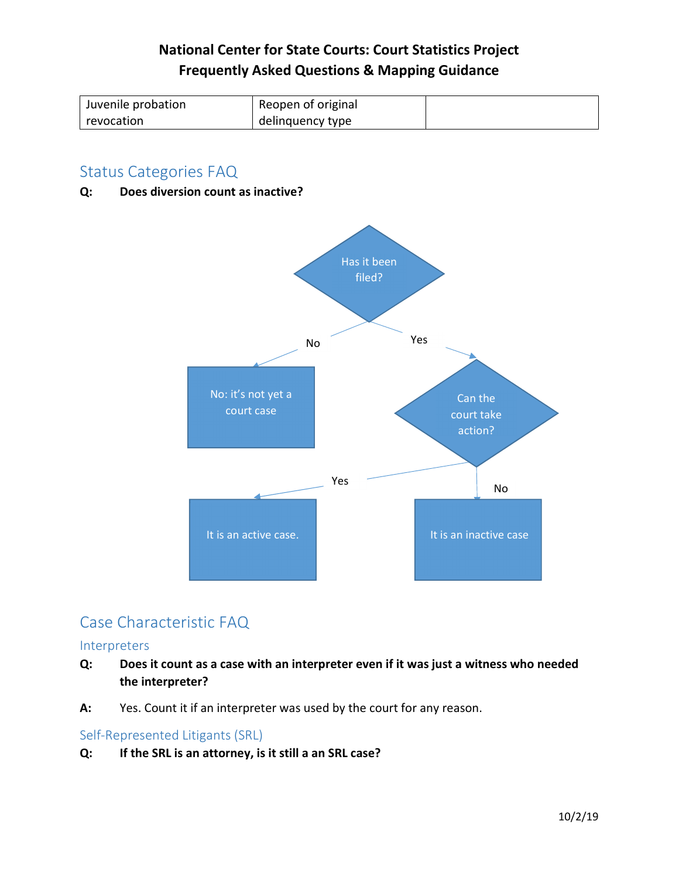| Juvenile probation revocation | Reopen of original delinquency type | |
|---|---|---|

## Status Categories FAQ

**Q: Does diversion count as inactive?**

Has it been filed?

No → No: it's not yet a court case

Yes → Can the court take action?

- Yes → It is an active case.
- No → It is an inactive case

## Case Characteristic FAQ

### Interpreters

**Q: Does it count as a case with an interpreter even if it was just a witness who needed the interpreter?**

**A:** Yes. Count it if an interpreter was used by the court for any reason.

### Self-Represented Litigants (SRL)

**Q: If the SRL is an attorney, is it still a an SRL case?**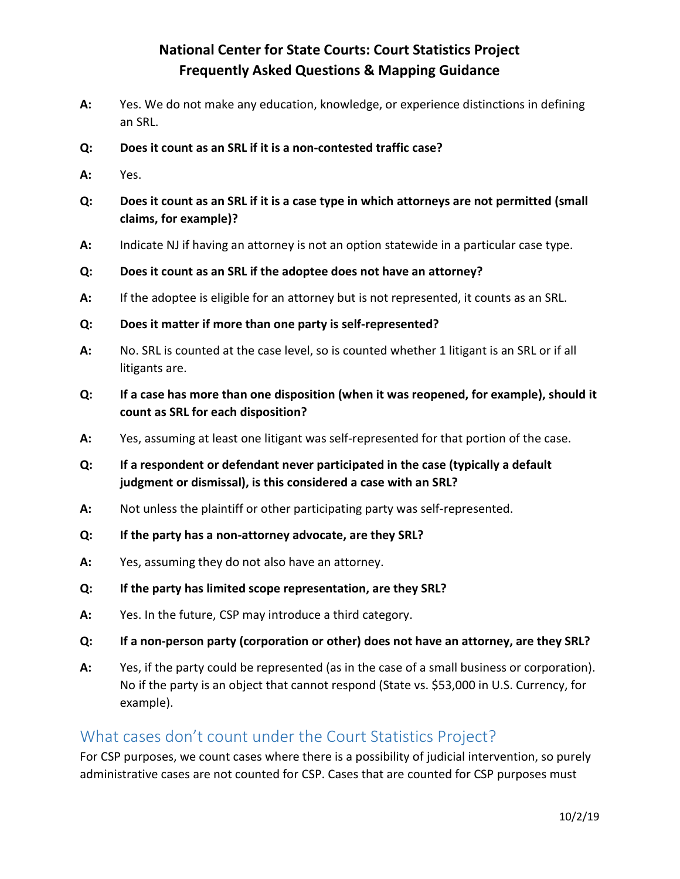**A:** Yes. We do not make any education, knowledge, or experience distinctions in defining an SRL.

**Q: Does it count as an SRL if it is a non-contested traffic case?**

**A:** Yes.

**Q: Does it count as an SRL if it is a case type in which attorneys are not permitted (small claims, for example)?**

**A:** Indicate NJ if having an attorney is not an option statewide in a particular case type.

**Q: Does it count as an SRL if the adoptee does not have an attorney?**

**A:** If the adoptee is eligible for an attorney but is not represented, it counts as an SRL.

**Q: Does it matter if more than one party is self-represented?**

**A:** No. SRL is counted at the case level, so is counted whether 1 litigant is an SRL or if all litigants are.

**Q: If a case has more than one disposition (when it was reopened, for example), should it count as SRL for each disposition?**

**A:** Yes, assuming at least one litigant was self-represented for that portion of the case.

**Q: If a respondent or defendant never participated in the case (typically a default judgment or dismissal), is this considered a case with an SRL?**

**A:** Not unless the plaintiff or other participating party was self-represented.

**Q: If the party has a non-attorney advocate, are they SRL?**

**A:** Yes, assuming they do not also have an attorney.

**Q: If the party has limited scope representation, are they SRL?**

**A:** Yes. In the future, CSP may introduce a third category.

**Q: If a non-person party (corporation or other) does not have an attorney, are they SRL?**

**A:** Yes, if the party could be represented (as in the case of a small business or corporation). No if the party is an object that cannot respond (State vs. $53,000 in U.S. Currency, for example).

## What cases don't count under the Court Statistics Project?

For CSP purposes, we count cases where there is a possibility of judicial intervention, so purely administrative cases are not counted for CSP. Cases that are counted for CSP purposes must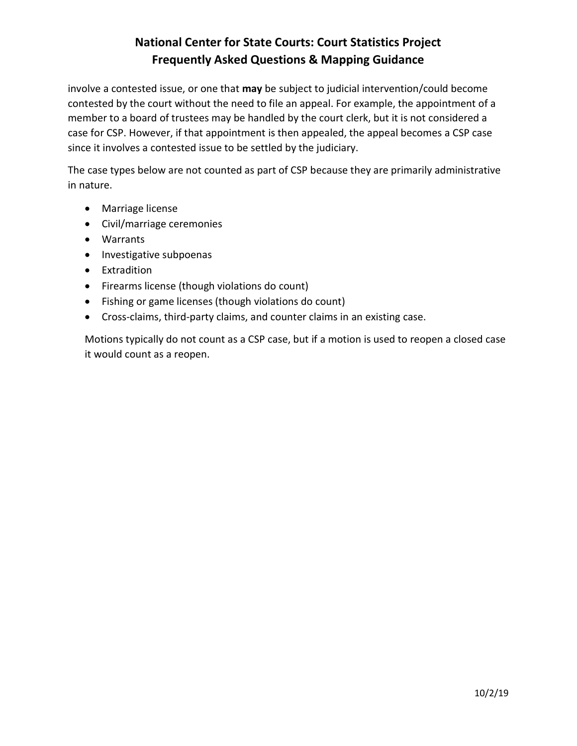involve a contested issue, or one that **may** be subject to judicial intervention/could become contested by the court without the need to file an appeal. For example, the appointment of a member to a board of trustees may be handled by the court clerk, but it is not considered a case for CSP. However, if that appointment is then appealed, the appeal becomes a CSP case since it involves a contested issue to be settled by the judiciary.

The case types below are not counted as part of CSP because they are primarily administrative in nature.

- Marriage license
- Civil/marriage ceremonies
- Warrants
- Investigative subpoenas
- Extradition
- Firearms license (though violations do count)
- Fishing or game licenses (though violations do count)
- Cross-claims, third-party claims, and counter claims in an existing case.

Motions typically do not count as a CSP case, but if a motion is used to reopen a closed case it would count as a reopen.

10/2/19